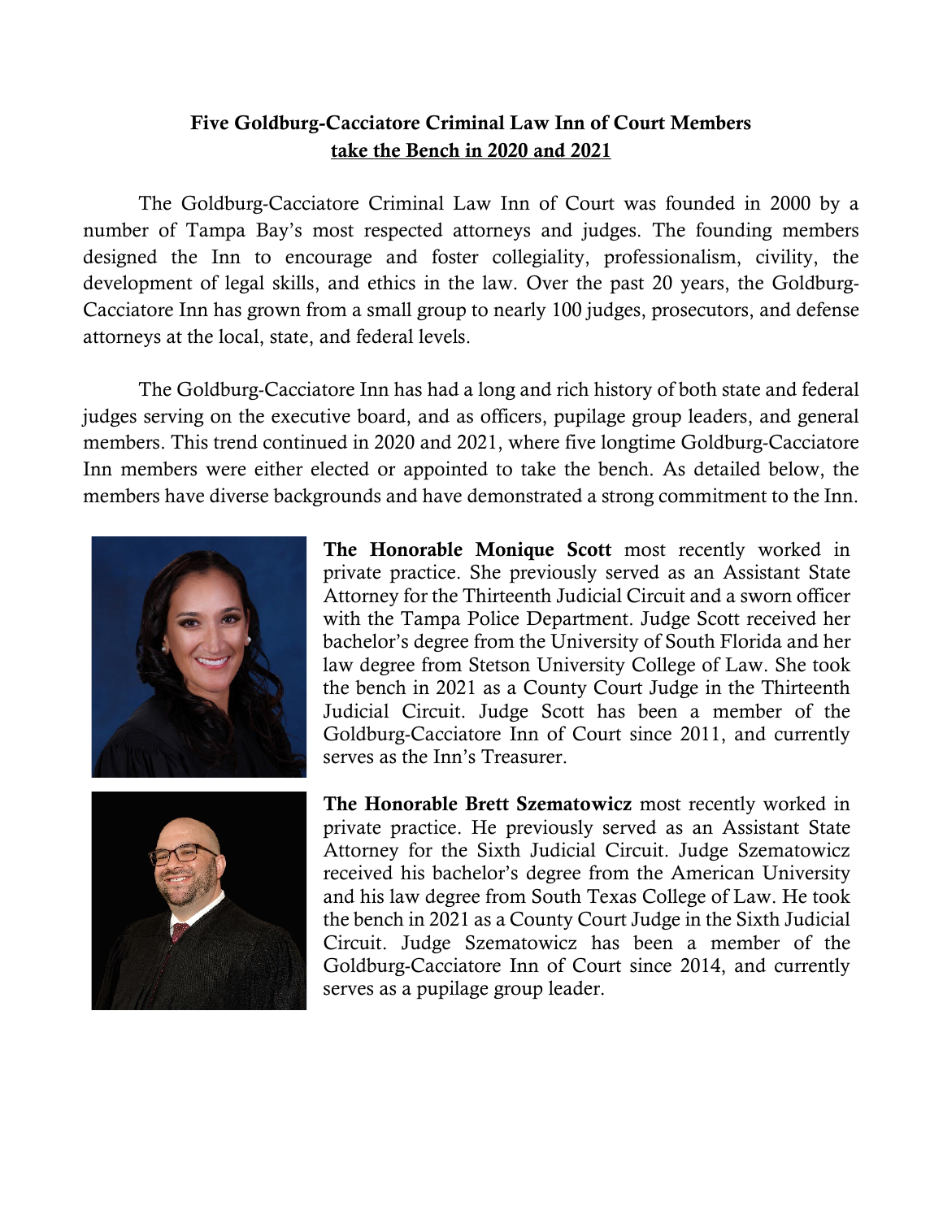# Five Goldburg-Cacciatore Criminal Law Inn of Court Members
## take the Bench in 2020 and 2021

The Goldburg-Cacciatore Criminal Law Inn of Court was founded in 2000 by a number of Tampa Bay's most respected attorneys and judges. The founding members designed the Inn to encourage and foster collegiality, professionalism, civility, the development of legal skills, and ethics in the law. Over the past 20 years, the Goldburg-Cacciatore Inn has grown from a small group to nearly 100 judges, prosecutors, and defense attorneys at the local, state, and federal levels.

The Goldburg-Cacciatore Inn has had a long and rich history of both state and federal judges serving on the executive board, and as officers, pupilage group leaders, and general members. This trend continued in 2020 and 2021, where five longtime Goldburg-Cacciatore Inn members were either elected or appointed to take the bench. As detailed below, the members have diverse backgrounds and have demonstrated a strong commitment to the Inn.

**The Honorable Monique Scott** most recently worked in private practice. She previously served as an Assistant State Attorney for the Thirteenth Judicial Circuit and a sworn officer with the Tampa Police Department. Judge Scott received her bachelor's degree from the University of South Florida and her law degree from Stetson University College of Law. She took the bench in 2021 as a County Court Judge in the Thirteenth Judicial Circuit. Judge Scott has been a member of the Goldburg-Cacciatore Inn of Court since 2011, and currently serves as the Inn's Treasurer.

**The Honorable Brett Szematowicz** most recently worked in private practice. He previously served as an Assistant State Attorney for the Sixth Judicial Circuit. Judge Szematowicz received his bachelor's degree from the American University and his law degree from South Texas College of Law. He took the bench in 2021 as a County Court Judge in the Sixth Judicial Circuit. Judge Szematowicz has been a member of the Goldburg-Cacciatore Inn of Court since 2014, and currently serves as a pupilage group leader.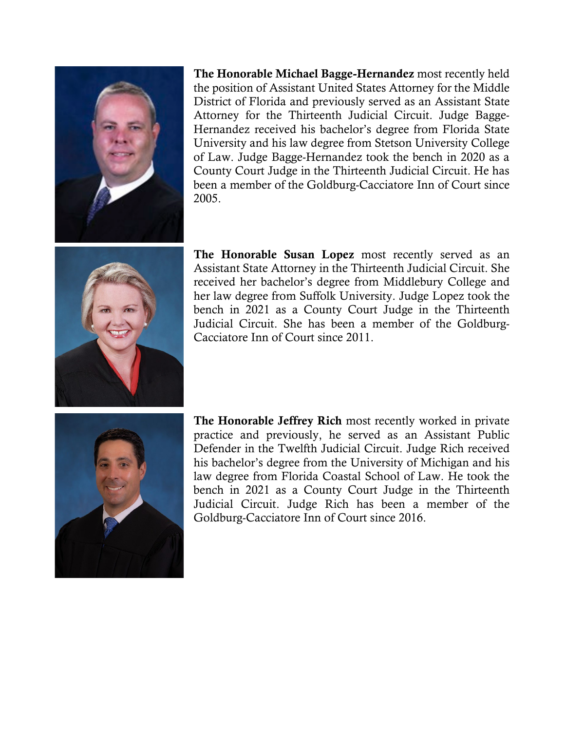**The Honorable Michael Bagge-Hernandez** most recently held the position of Assistant United States Attorney for the Middle District of Florida and previously served as an Assistant State Attorney for the Thirteenth Judicial Circuit. Judge Bagge-Hernandez received his bachelor's degree from Florida State University and his law degree from Stetson University College of Law. Judge Bagge-Hernandez took the bench in 2020 as a County Court Judge in the Thirteenth Judicial Circuit. He has been a member of the Goldburg-Cacciatore Inn of Court since 2005.

**The Honorable Susan Lopez** most recently served as an Assistant State Attorney in the Thirteenth Judicial Circuit. She received her bachelor's degree from Middlebury College and her law degree from Suffolk University. Judge Lopez took the bench in 2021 as a County Court Judge in the Thirteenth Judicial Circuit. She has been a member of the Goldburg-Cacciatore Inn of Court since 2011.

**The Honorable Jeffrey Rich** most recently worked in private practice and previously, he served as an Assistant Public Defender in the Twelfth Judicial Circuit. Judge Rich received his bachelor's degree from the University of Michigan and his law degree from Florida Coastal School of Law. He took the bench in 2021 as a County Court Judge in the Thirteenth Judicial Circuit. Judge Rich has been a member of the Goldburg-Cacciatore Inn of Court since 2016.